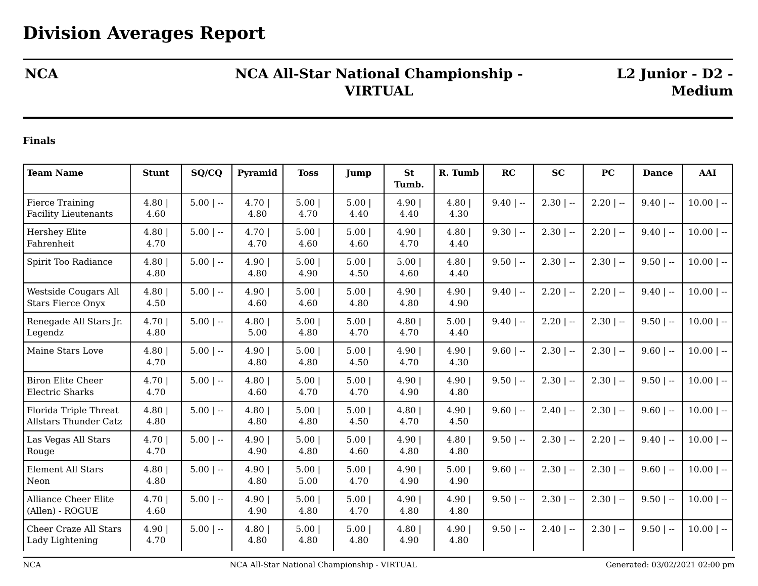# Division Averages Report

**NCA** | **NCA All-Star National Championship - VIRTUAL** | **L2 Junior - D2 - Medium**

**Finals**

| Team Name | Stunt | SQ/CQ | Pyramid | Toss | Jump | St Tumb. | R. Tumb | RC | SC | PC | Dance | AAI |
|---|---|---|---|---|---|---|---|---|---|---|---|---|
| Fierce Training Facility Lieutenants | 4.80 \| 4.60 | 5.00 \| -- | 4.70 \| 4.80 | 5.00 \| 4.70 | 5.00 \| 4.40 | 4.90 \| 4.40 | 4.80 \| 4.30 | 9.40 \| -- | 2.30 \| -- | 2.20 \| -- | 9.40 \| -- | 10.00 \| -- |
| Hershey Elite Fahrenheit | 4.80 \| 4.70 | 5.00 \| -- | 4.70 \| 4.70 | 5.00 \| 4.60 | 5.00 \| 4.60 | 4.90 \| 4.70 | 4.80 \| 4.40 | 9.30 \| -- | 2.30 \| -- | 2.20 \| -- | 9.40 \| -- | 10.00 \| -- |
| Spirit Too Radiance | 4.80 \| 4.80 | 5.00 \| -- | 4.90 \| 4.80 | 5.00 \| 4.90 | 5.00 \| 4.50 | 5.00 \| 4.60 | 4.80 \| 4.40 | 9.50 \| -- | 2.30 \| -- | 2.30 \| -- | 9.50 \| -- | 10.00 \| -- |
| Westside Cougars All Stars Fierce Onyx | 4.80 \| 4.50 | 5.00 \| -- | 4.90 \| 4.60 | 5.00 \| 4.60 | 5.00 \| 4.80 | 4.90 \| 4.80 | 4.90 \| 4.90 | 9.40 \| -- | 2.20 \| -- | 2.20 \| -- | 9.40 \| -- | 10.00 \| -- |
| Renegade All Stars Jr. Legendz | 4.70 \| 4.80 | 5.00 \| -- | 4.80 \| 5.00 | 5.00 \| 4.80 | 5.00 \| 4.70 | 4.80 \| 4.70 | 5.00 \| 4.40 | 9.40 \| -- | 2.20 \| -- | 2.30 \| -- | 9.50 \| -- | 10.00 \| -- |
| Maine Stars Love | 4.80 \| 4.70 | 5.00 \| -- | 4.90 \| 4.80 | 5.00 \| 4.80 | 5.00 \| 4.50 | 4.90 \| 4.70 | 4.90 \| 4.30 | 9.60 \| -- | 2.30 \| -- | 2.30 \| -- | 9.60 \| -- | 10.00 \| -- |
| Biron Elite Cheer Electric Sharks | 4.70 \| 4.70 | 5.00 \| -- | 4.80 \| 4.60 | 5.00 \| 4.70 | 5.00 \| 4.70 | 4.90 \| 4.90 | 4.90 \| 4.80 | 9.50 \| -- | 2.30 \| -- | 2.30 \| -- | 9.50 \| -- | 10.00 \| -- |
| Florida Triple Threat Allstars Thunder Catz | 4.80 \| 4.80 | 5.00 \| -- | 4.80 \| 4.80 | 5.00 \| 4.80 | 5.00 \| 4.50 | 4.80 \| 4.70 | 4.90 \| 4.50 | 9.60 \| -- | 2.40 \| -- | 2.30 \| -- | 9.60 \| -- | 10.00 \| -- |
| Las Vegas All Stars Rouge | 4.70 \| 4.70 | 5.00 \| -- | 4.90 \| 4.90 | 5.00 \| 4.80 | 5.00 \| 4.60 | 4.90 \| 4.80 | 4.80 \| 4.80 | 9.50 \| -- | 2.30 \| -- | 2.20 \| -- | 9.40 \| -- | 10.00 \| -- |
| Element All Stars Neon | 4.80 \| 4.80 | 5.00 \| -- | 4.90 \| 4.80 | 5.00 \| 5.00 | 5.00 \| 4.70 | 4.90 \| 4.90 | 5.00 \| 4.90 | 9.60 \| -- | 2.30 \| -- | 2.30 \| -- | 9.60 \| -- | 10.00 \| -- |
| Alliance Cheer Elite (Allen) - ROGUE | 4.70 \| 4.60 | 5.00 \| -- | 4.90 \| 4.90 | 5.00 \| 4.80 | 5.00 \| 4.70 | 4.90 \| 4.80 | 4.90 \| 4.80 | 9.50 \| -- | 2.30 \| -- | 2.30 \| -- | 9.50 \| -- | 10.00 \| -- |
| Cheer Craze All Stars Lady Lightening | 4.90 \| 4.70 | 5.00 \| -- | 4.80 \| 4.80 | 5.00 \| 4.80 | 5.00 \| 4.80 | 4.80 \| 4.90 | 4.90 \| 4.80 | 9.50 \| -- | 2.40 \| -- | 2.30 \| -- | 9.50 \| -- | 10.00 \| -- |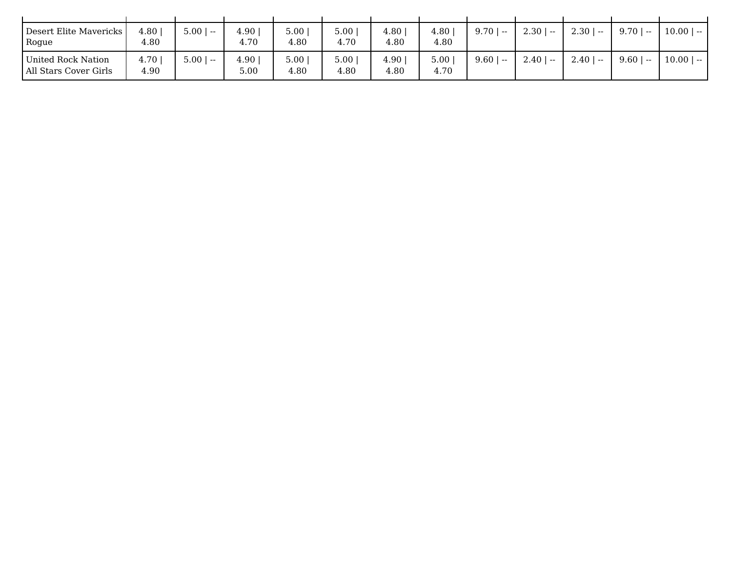| | | | | | | | | | | | | |
|---|---|---|---|---|---|---|---|---|---|---|---|---|
| Desert Elite Mavericks Rogue | 4.80 \| 4.80 | 5.00 \| -- | 4.90 \| 4.70 | 5.00 \| 4.80 | 5.00 \| 4.70 | 4.80 \| 4.80 | 4.80 \| 4.80 | 9.70 \| -- | 2.30 \| -- | 2.30 \| -- | 9.70 \| -- | 10.00 \| -- |
| United Rock Nation All Stars Cover Girls | 4.70 \| 4.90 | 5.00 \| -- | 4.90 \| 5.00 | 5.00 \| 4.80 | 5.00 \| 4.80 | 4.90 \| 4.80 | 5.00 \| 4.70 | 9.60 \| -- | 2.40 \| -- | 2.40 \| -- | 9.60 \| -- | 10.00 \| -- |